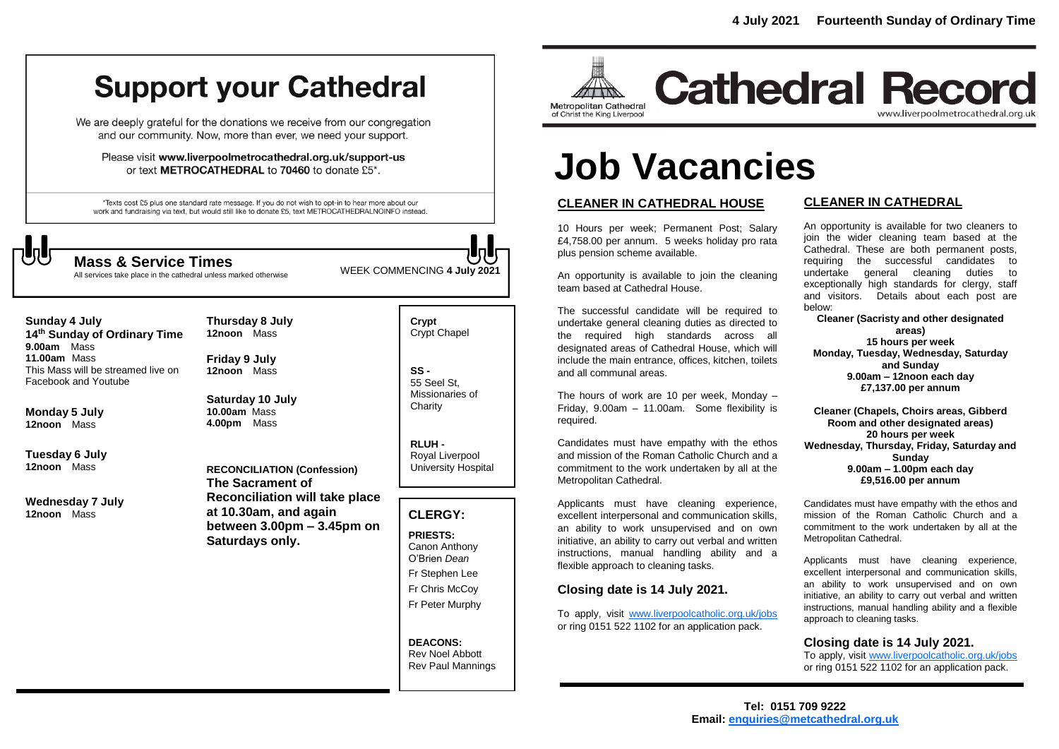# Support your Cathedral

We are deeply grateful for the donations we receive from our congregation and our community. Now, more than ever, we need your support.

Please visit **www.liverpoolmetrocathedral.org.uk/support-us** or text **METROCATHEDRAL** to **70460** to donate £5*.

*Texts cost £5 plus one standard rate message. If you do not wish to opt-in to hear more about our work and fundraising via text, but would still like to donate £5, text METROCATHEDRALNOINFO instead.

## Mass & Service Times

All services take place in the cathedral unless marked otherwise

WEEK COMMENCING **4 July 2021**

**Sunday 4 July**
**14th Sunday of Ordinary Time**
**9.00am** Mass
**11.00am** Mass
This Mass will be streamed live on Facebook and Youtube

**Monday 5 July**
**12noon** Mass

**Tuesday 6 July**
**12noon** Mass

**Wednesday 7 July**
**12noon** Mass

**Thursday 8 July**
**12noon** Mass

**Friday 9 July**
**12noon** Mass

**Saturday 10 July**
**10.00am** Mass
**4.00pm** Mass

**RECONCILIATION (Confession)**
**The Sacrament of Reconciliation will take place at 10.30am, and again between 3.00pm – 3.45pm on Saturdays only.**

**Crypt**
Crypt Chapel

**SS -**
55 Seel St, Missionaries of Charity

**RLUH -**
Royal Liverpool University Hospital

## CLERGY:

**PRIESTS:**
Canon Anthony O'Brien *Dean*
Fr Stephen Lee
Fr Chris McCoy
Fr Peter Murphy

**DEACONS:**
Rev Noel Abbott
Rev Paul Mannings

4 July 2021 Fourteenth Sunday of Ordinary Time

Metropolitan Cathedral of Christ the King Liverpool

# Cathedral Record

www.liverpoolmetrocathedral.org.uk

# Job Vacancies

## CLEANER IN CATHEDRAL HOUSE

10 Hours per week; Permanent Post; Salary £4,758.00 per annum. 5 weeks holiday pro rata plus pension scheme available.

An opportunity is available to join the cleaning team based at Cathedral House.

The successful candidate will be required to undertake general cleaning duties as directed to the required high standards across all designated areas of Cathedral House, which will include the main entrance, offices, kitchen, toilets and all communal areas.

The hours of work are 10 per week, Monday – Friday, 9.00am – 11.00am. Some flexibility is required.

Candidates must have empathy with the ethos and mission of the Roman Catholic Church and a commitment to the work undertaken by all at the Metropolitan Cathedral.

Applicants must have cleaning experience, excellent interpersonal and communication skills, an ability to work unsupervised and on own initiative, an ability to carry out verbal and written instructions, manual handling ability and a flexible approach to cleaning tasks.

### Closing date is 14 July 2021.

To apply, visit www.liverpoolcatholic.org.uk/jobs or ring 0151 522 1102 for an application pack.

## CLEANER IN CATHEDRAL

An opportunity is available for two cleaners to join the wider cleaning team based at the Cathedral. These are both permanent posts, requiring the successful candidates to undertake general cleaning duties to exceptionally high standards for clergy, staff and visitors. Details about each post are below:

**Cleaner (Sacristy and other designated areas)**
**15 hours per week**
**Monday, Tuesday, Wednesday, Saturday and Sunday**
**9.00am – 12noon each day**
**£7,137.00 per annum**

**Cleaner (Chapels, Choirs areas, Gibberd Room and other designated areas)**
**20 hours per week**
**Wednesday, Thursday, Friday, Saturday and Sunday**
**9.00am – 1.00pm each day**
**£9,516.00 per annum**

Candidates must have empathy with the ethos and mission of the Roman Catholic Church and a commitment to the work undertaken by all at the Metropolitan Cathedral.

Applicants must have cleaning experience, excellent interpersonal and communication skills, an ability to work unsupervised and on own initiative, an ability to carry out verbal and written instructions, manual handling ability and a flexible approach to cleaning tasks.

### Closing date is 14 July 2021.

To apply, visit www.liverpoolcatholic.org.uk/jobs or ring 0151 522 1102 for an application pack.

**Tel: 0151 709 9222**
**Email: enquiries@metcathedral.org.uk**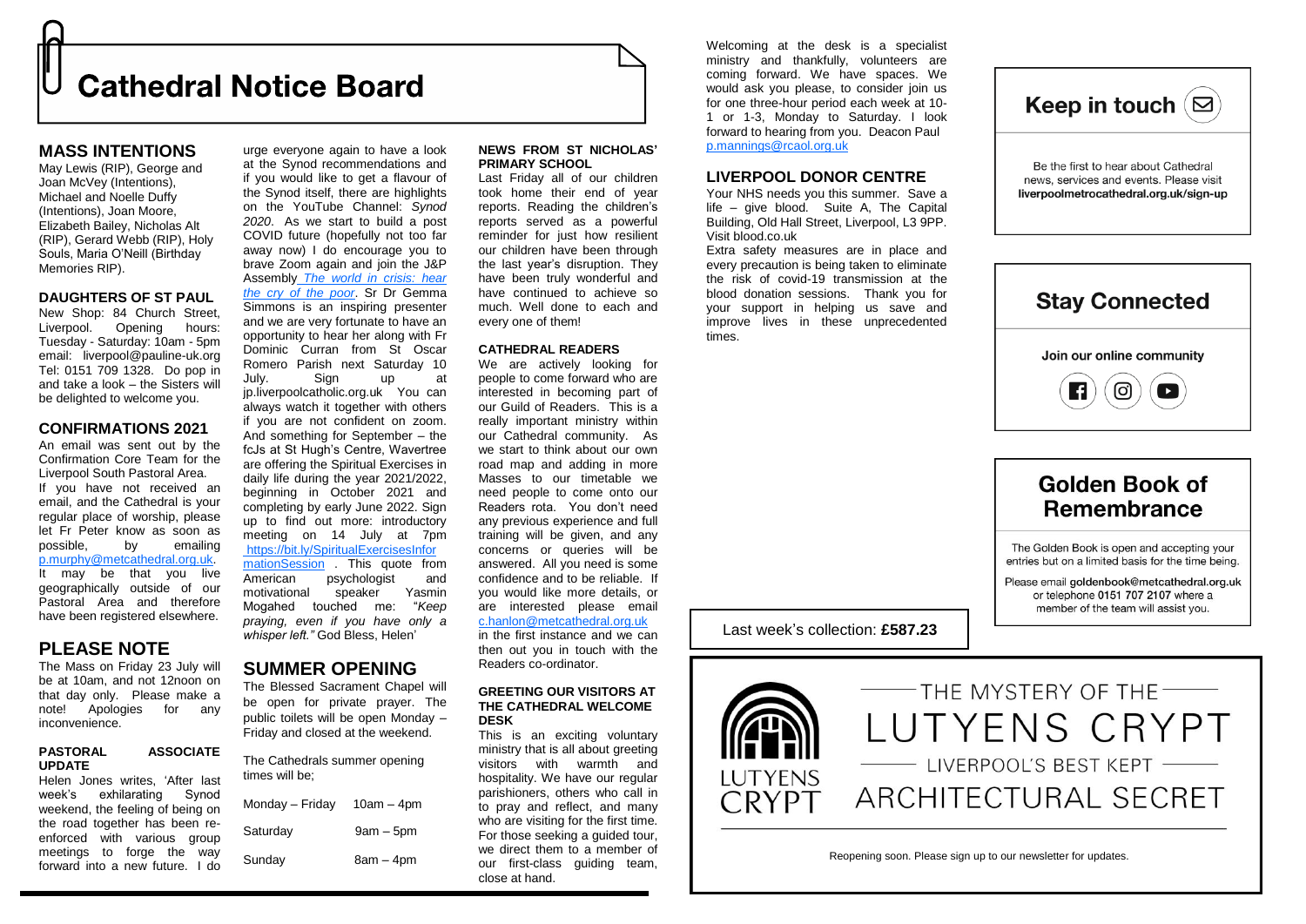# Cathedral Notice Board

## MASS INTENTIONS

May Lewis (RIP), George and Joan McVey (Intentions), Michael and Noelle Duffy (Intentions), Joan Moore, Elizabeth Bailey, Nicholas Alt (RIP), Gerard Webb (RIP), Holy Souls, Maria O'Neill (Birthday Memories RIP).

### DAUGHTERS OF ST PAUL

New Shop: 84 Church Street, Liverpool. Opening hours: Tuesday - Saturday: 10am - 5pm email: liverpool@pauline-uk.org Tel: 0151 709 1328. Do pop in and take a look – the Sisters will be delighted to welcome you.

## CONFIRMATIONS 2021

An email was sent out by the Confirmation Core Team for the Liverpool South Pastoral Area.

If you have not received an email, and the Cathedral is your regular place of worship, please let Fr Peter know as soon as possible, by emailing p.murphy@metcathedral.org.uk.

It may be that you live geographically outside of our Pastoral Area and therefore have been registered elsewhere.

## PLEASE NOTE

The Mass on Friday 23 July will be at 10am, and not 12noon on that day only. Please make a note! Apologies for any inconvenience.

### PASTORAL ASSOCIATE UPDATE

Helen Jones writes, 'After last week's exhilarating Synod weekend, the feeling of being on the road together has been re-enforced with various group meetings to forge the way forward into a new future. I do urge everyone again to have a look at the Synod recommendations and if you would like to get a flavour of the Synod itself, there are highlights on the YouTube Channel: *Synod 2020*. As we start to build a post COVID future (hopefully not too far away now) I do encourage you to brave Zoom again and join the J&P Assembly *The world in crisis: hear the cry of the poor*. Sr Dr Gemma Simmons is an inspiring presenter and we are very fortunate to have an opportunity to hear her along with Fr Dominic Curran from St Oscar Romero Parish next Saturday 10 July. Sign up at jp.liverpoolcatholic.org.uk You can always watch it together with others if you are not confident on zoom. And something for September – the fcJs at St Hugh's Centre, Wavertree are offering the Spiritual Exercises in daily life during the year 2021/2022, beginning in October 2021 and completing by early June 2022. Sign up to find out more: introductory meeting on 14 July at 7pm https://bit.ly/SpiritualExercisesInformationSession . This quote from American psychologist and motivational speaker Yasmin Mogahed touched me: *"Keep praying, even if you have only a whisper left."* God Bless, Helen'

## SUMMER OPENING

The Blessed Sacrament Chapel will be open for private prayer. The public toilets will be open Monday – Friday and closed at the weekend.

The Cathedrals summer opening times will be;

| | |
|---|---|
| Monday – Friday | 10am – 4pm |
| Saturday | 9am – 5pm |
| Sunday | 8am – 4pm |

### NEWS FROM ST NICHOLAS' PRIMARY SCHOOL

Last Friday all of our children took home their end of year reports. Reading the children's reports served as a powerful reminder for just how resilient our children have been through the last year's disruption. They have been truly wonderful and have continued to achieve so much. Well done to each and every one of them!

### CATHEDRAL READERS

We are actively looking for people to come forward who are interested in becoming part of our Guild of Readers. This is a really important ministry within our Cathedral community. As we start to think about our own road map and adding in more Masses to our timetable we need people to come onto our Readers rota. You don't need any previous experience and full training will be given, and any concerns or queries will be answered. All you need is some confidence and to be reliable. If you would like more details, or are interested please email c.hanlon@metcathedral.org.uk in the first instance and we can then out you in touch with the Readers co-ordinator.

### GREETING OUR VISITORS AT THE CATHEDRAL WELCOME DESK

This is an exciting voluntary ministry that is all about greeting visitors with warmth and hospitality. We have our regular parishioners, others who call in to pray and reflect, and many who are visiting for the first time. For those seeking a guided tour, we direct them to a member of our first-class guiding team, close at hand. Welcoming at the desk is a specialist ministry and thankfully, volunteers are coming forward. We have spaces. We would ask you please, to consider join us for one three-hour period each week at 10-1 or 1-3, Monday to Saturday. I look forward to hearing from you. Deacon Paul p.mannings@rcaol.org.uk

## LIVERPOOL DONOR CENTRE

Your NHS needs you this summer. Save a life – give blood. Suite A, The Capital Building, Old Hall Street, Liverpool, L3 9PP. Visit blood.co.uk

Extra safety measures are in place and every precaution is being taken to eliminate the risk of covid-19 transmission at the blood donation sessions. Thank you for your support in helping us save and improve lives in these unprecedented times.

Last week's collection: **£587.23**

## Keep in touch

Be the first to hear about Cathedral news, services and events. Please visit **liverpoolmetrocathedral.org.uk/sign-up**

## Stay Connected

Join our online community

## Golden Book of Remembrance

The Golden Book is open and accepting your entries but on a limited basis for the time being.

Please email **goldenbook@metcathedral.org.uk** or telephone **0151 707 2107** where a member of the team will assist you.

LUTYENS CRYPT

THE MYSTERY OF THE LUTYENS CRYPT

LIVERPOOL'S BEST KEPT ARCHITECTURAL SECRET

Reopening soon. Please sign up to our newsletter for updates.